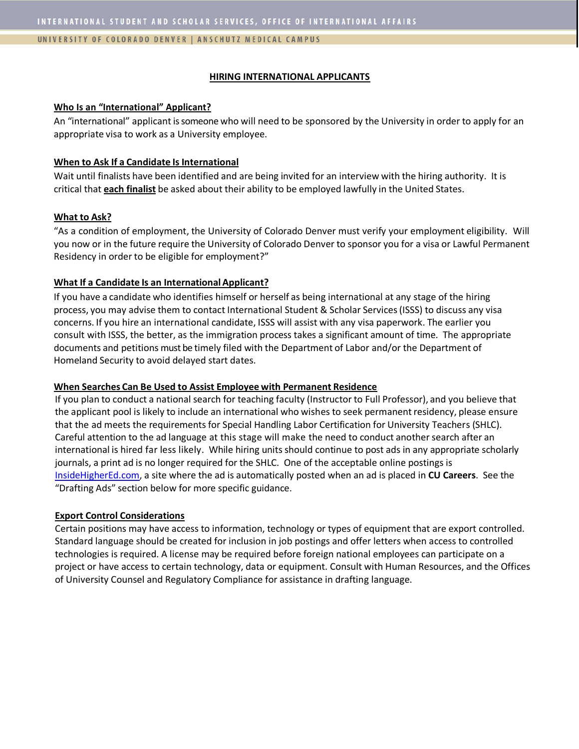# HIRING INTERNATIONAL APPLICANTS

## Who Is an "International" Applicant?

An "international" applicant is someone who will need to be sponsored by the University in order to apply for an appropriate visa to work as a University employee.

## When to Ask If a Candidate Is International

Wait until finalists have been identified and are being invited for an interview with the hiring authority. It is critical that **each finalist** be asked about their ability to be employed lawfully in the United States.

## What to Ask?

"As a condition of employment, the University of Colorado Denver must verify your employment eligibility. Will you now or in the future require the University of Colorado Denver to sponsor you for a visa or Lawful Permanent Residency in order to be eligible for employment?"

## What If a Candidate Is an International Applicant?

If you have a candidate who identifies himself or herself as being international at any stage of the hiring process, you may advise them to contact International Student & Scholar Services (ISSS) to discuss any visa concerns. If you hire an international candidate, ISSS will assist with any visa paperwork. The earlier you consult with ISSS, the better, as the immigration process takes a significant amount of time. The appropriate documents and petitions must be timely filed with the Department of Labor and/or the Department of Homeland Security to avoid delayed start dates.

## When Searches Can Be Used to Assist Employee with Permanent Residence

If you plan to conduct a national search for teaching faculty (Instructor to Full Professor), and you believe that the applicant pool is likely to include an international who wishes to seek permanent residency, please ensure that the ad meets the requirements for Special Handling Labor Certification for University Teachers (SHLC). Careful attention to the ad language at this stage will make the need to conduct another search after an international is hired far less likely. While hiring units should continue to post ads in any appropriate scholarly journals, a print ad is no longer required for the SHLC. One of the acceptable online postings is InsideHigherEd.com, a site where the ad is automatically posted when an ad is placed in **CU Careers**. See the "Drafting Ads" section below for more specific guidance.

## Export Control Considerations

Certain positions may have access to information, technology or types of equipment that are export controlled. Standard language should be created for inclusion in job postings and offer letters when access to controlled technologies is required. A license may be required before foreign national employees can participate on a project or have access to certain technology, data or equipment. Consult with Human Resources, and the Offices of University Counsel and Regulatory Compliance for assistance in drafting language.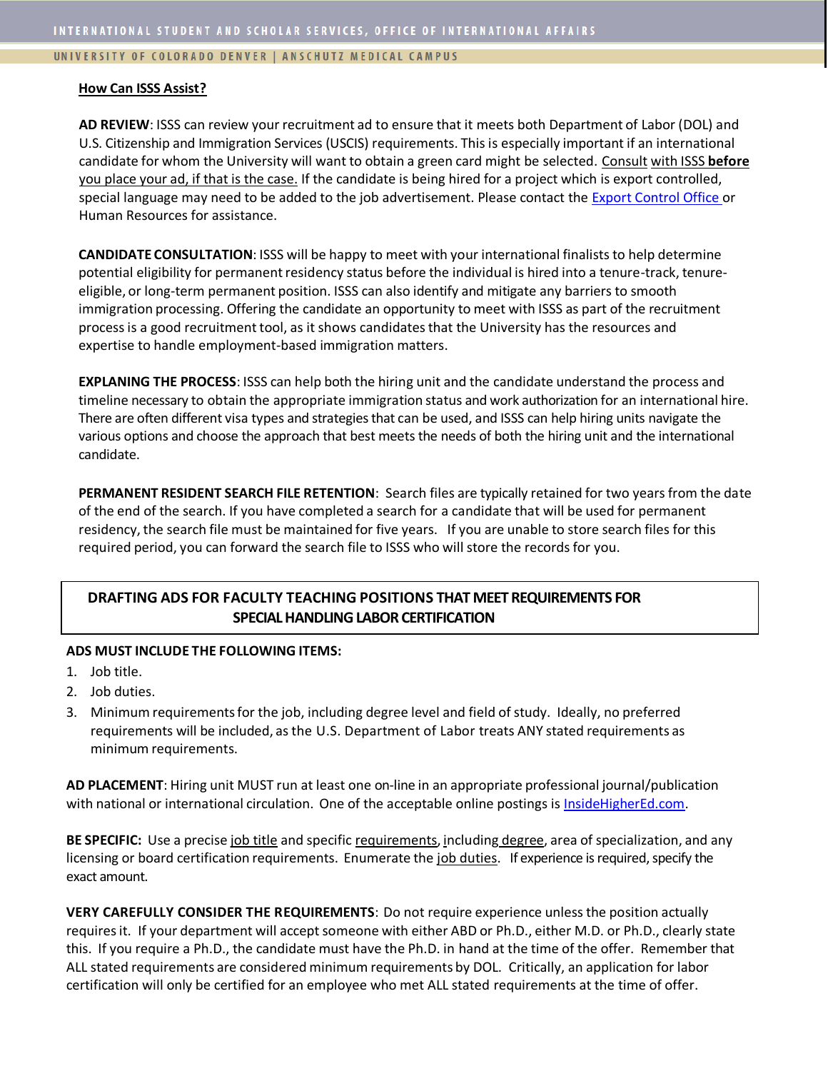## How Can ISSS Assist?

**AD REVIEW**: ISSS can review your recruitment ad to ensure that it meets both Department of Labor (DOL) and U.S. Citizenship and Immigration Services (USCIS) requirements. This is especially important if an international candidate for whom the University will want to obtain a green card might be selected. Consult with ISSS **before** you place your ad, if that is the case. If the candidate is being hired for a project which is export controlled, special language may need to be added to the job advertisement. Please contact the [Export Control Office](#) or Human Resources for assistance.

**CANDIDATE CONSULTATION**: ISSS will be happy to meet with your international finalists to help determine potential eligibility for permanent residency status before the individual is hired into a tenure-track, tenure-eligible, or long-term permanent position. ISSS can also identify and mitigate any barriers to smooth immigration processing. Offering the candidate an opportunity to meet with ISSS as part of the recruitment process is a good recruitment tool, as it shows candidates that the University has the resources and expertise to handle employment-based immigration matters.

**EXPLANING THE PROCESS**: ISSS can help both the hiring unit and the candidate understand the process and timeline necessary to obtain the appropriate immigration status and work authorization for an international hire. There are often different visa types and strategies that can be used, and ISSS can help hiring units navigate the various options and choose the approach that best meets the needs of both the hiring unit and the international candidate.

**PERMANENT RESIDENT SEARCH FILE RETENTION**: Search files are typically retained for two years from the date of the end of the search. If you have completed a search for a candidate that will be used for permanent residency, the search file must be maintained for five years. If you are unable to store search files for this required period, you can forward the search file to ISSS who will store the records for you.

## DRAFTING ADS FOR FACULTY TEACHING POSITIONS THAT MEET REQUIREMENTS FOR SPECIAL HANDLING LABOR CERTIFICATION

**ADS MUST INCLUDE THE FOLLOWING ITEMS:**

1. Job title.
2. Job duties.
3. Minimum requirements for the job, including degree level and field of study. Ideally, no preferred requirements will be included, as the U.S. Department of Labor treats ANY stated requirements as minimum requirements.

**AD PLACEMENT**: Hiring unit MUST run at least one on-line in an appropriate professional journal/publication with national or international circulation. One of the acceptable online postings is [InsideHigherEd.com](#).

**BE SPECIFIC:** Use a precise job title and specific requirements, including degree, area of specialization, and any licensing or board certification requirements. Enumerate the job duties. If experience is required, specify the exact amount.

**VERY CAREFULLY CONSIDER THE REQUIREMENTS**: Do not require experience unless the position actually requires it. If your department will accept someone with either ABD or Ph.D., either M.D. or Ph.D., clearly state this. If you require a Ph.D., the candidate must have the Ph.D. in hand at the time of the offer. Remember that ALL stated requirements are considered minimum requirements by DOL. Critically, an application for labor certification will only be certified for an employee who met ALL stated requirements at the time of offer.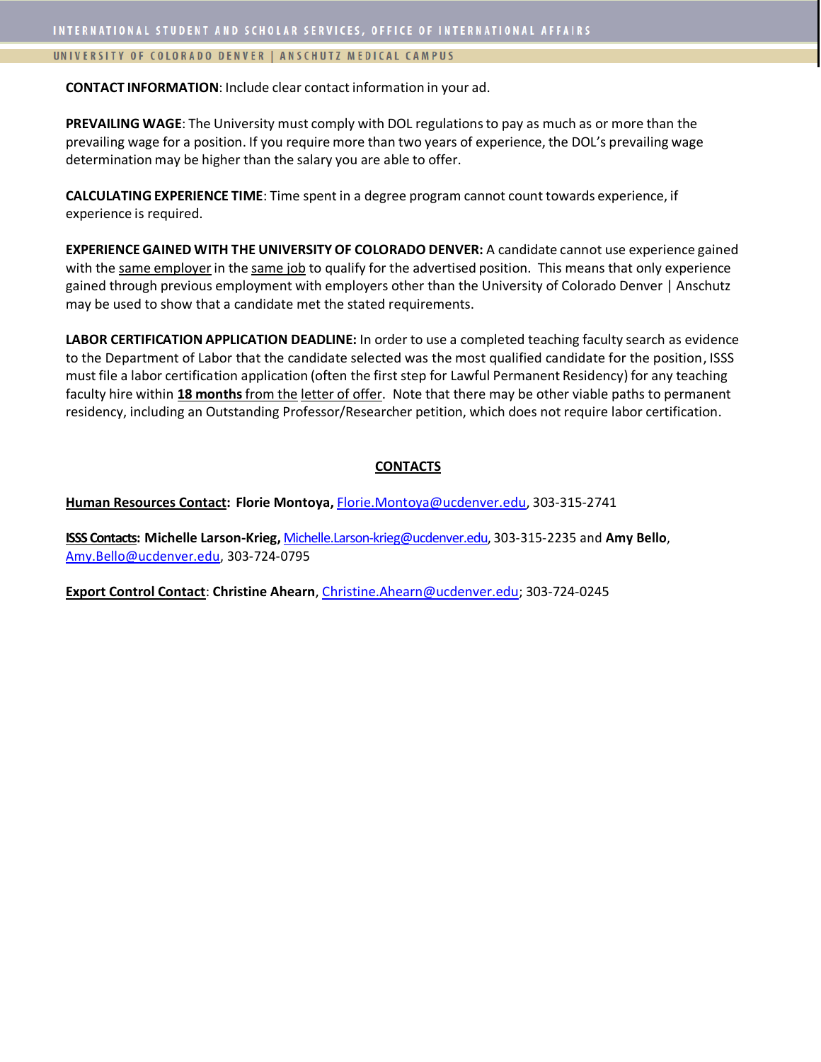**CONTACT INFORMATION**: Include clear contact information in your ad.

**PREVAILING WAGE**: The University must comply with DOL regulations to pay as much as or more than the prevailing wage for a position. If you require more than two years of experience, the DOL's prevailing wage determination may be higher than the salary you are able to offer.

**CALCULATING EXPERIENCE TIME**: Time spent in a degree program cannot count towards experience, if experience is required.

**EXPERIENCE GAINED WITH THE UNIVERSITY OF COLORADO DENVER:** A candidate cannot use experience gained with the same employer in the same job to qualify for the advertised position. This means that only experience gained through previous employment with employers other than the University of Colorado Denver | Anschutz may be used to show that a candidate met the stated requirements.

**LABOR CERTIFICATION APPLICATION DEADLINE:** In order to use a completed teaching faculty search as evidence to the Department of Labor that the candidate selected was the most qualified candidate for the position, ISSS must file a labor certification application (often the first step for Lawful Permanent Residency) for any teaching faculty hire within **18 months** from the letter of offer. Note that there may be other viable paths to permanent residency, including an Outstanding Professor/Researcher petition, which does not require labor certification.

## CONTACTS

**Human Resources Contact**: **Florie Montoya,** Florie.Montoya@ucdenver.edu, 303-315-2741

**ISSS Contacts: Michelle Larson-Krieg,** Michelle.Larson-krieg@ucdenver.edu, 303-315-2235 and **Amy Bello**, Amy.Bello@ucdenver.edu, 303-724-0795

**Export Control Contact**: **Christine Ahearn**, Christine.Ahearn@ucdenver.edu; 303-724-0245